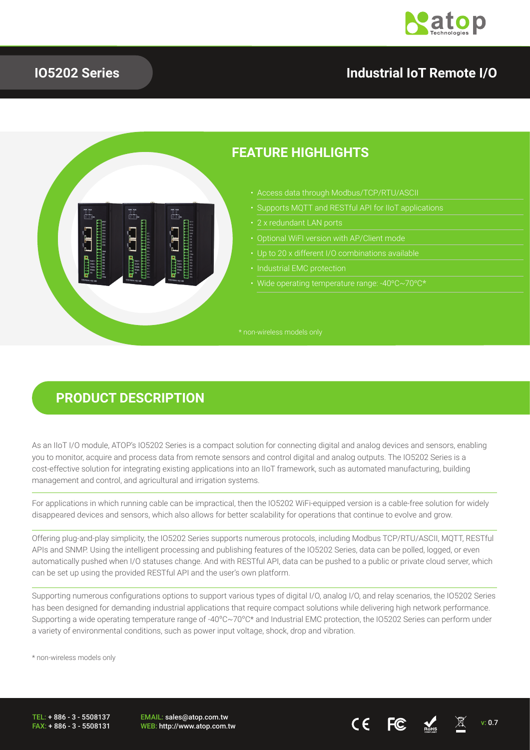# IO5202 Series

## Industrial IoT Remote I/O

## FEATURE HIGHLIGHTS

- Access data through Modbus/TCP/RTU/ASCII
- Supports MQTT and RESTful API for IIoT applications
- 2 x redundant LAN ports
- Optional WiFI version with AP/Client mode
- Up to 20 x different I/O combinations available
- Industrial EMC protection
- Wide operating temperature range: -40°C~70°C*

\* non-wireless models only

## PRODUCT DESCRIPTION

As an IIoT I/O module, ATOP's IO5202 Series is a compact solution for connecting digital and analog devices and sensors, enabling you to monitor, acquire and process data from remote sensors and control digital and analog outputs. The IO5202 Series is a cost-effective solution for integrating existing applications into an IIoT framework, such as automated manufacturing, building management and control, and agricultural and irrigation systems.

For applications in which running cable can be impractical, then the IO5202 WiFi-equipped version is a cable-free solution for widely disappeared devices and sensors, which also allows for better scalability for operations that continue to evolve and grow.

Offering plug-and-play simplicity, the IO5202 Series supports numerous protocols, including Modbus TCP/RTU/ASCII, MQTT, RESTful APIs and SNMP. Using the intelligent processing and publishing features of the IO5202 Series, data can be polled, logged, or even automatically pushed when I/O statuses change. And with RESTful API, data can be pushed to a public or private cloud server, which can be set up using the provided RESTful API and the user's own platform.

Supporting numerous configurations options to support various types of digital I/O, analog I/O, and relay scenarios, the IO5202 Series has been designed for demanding industrial applications that require compact solutions while delivering high network performance. Supporting a wide operating temperature range of -40°C~70°C* and Industrial EMC protection, the IO5202 Series can perform under a variety of environmental conditions, such as power input voltage, shock, drop and vibration.

\* non-wireless models only

TEL: + 886 - 3 - 5508137
FAX: + 886 - 3 - 5508131

EMAIL: sales@atop.com.tw
WEB: http://www.atop.com.tw

v: 0.7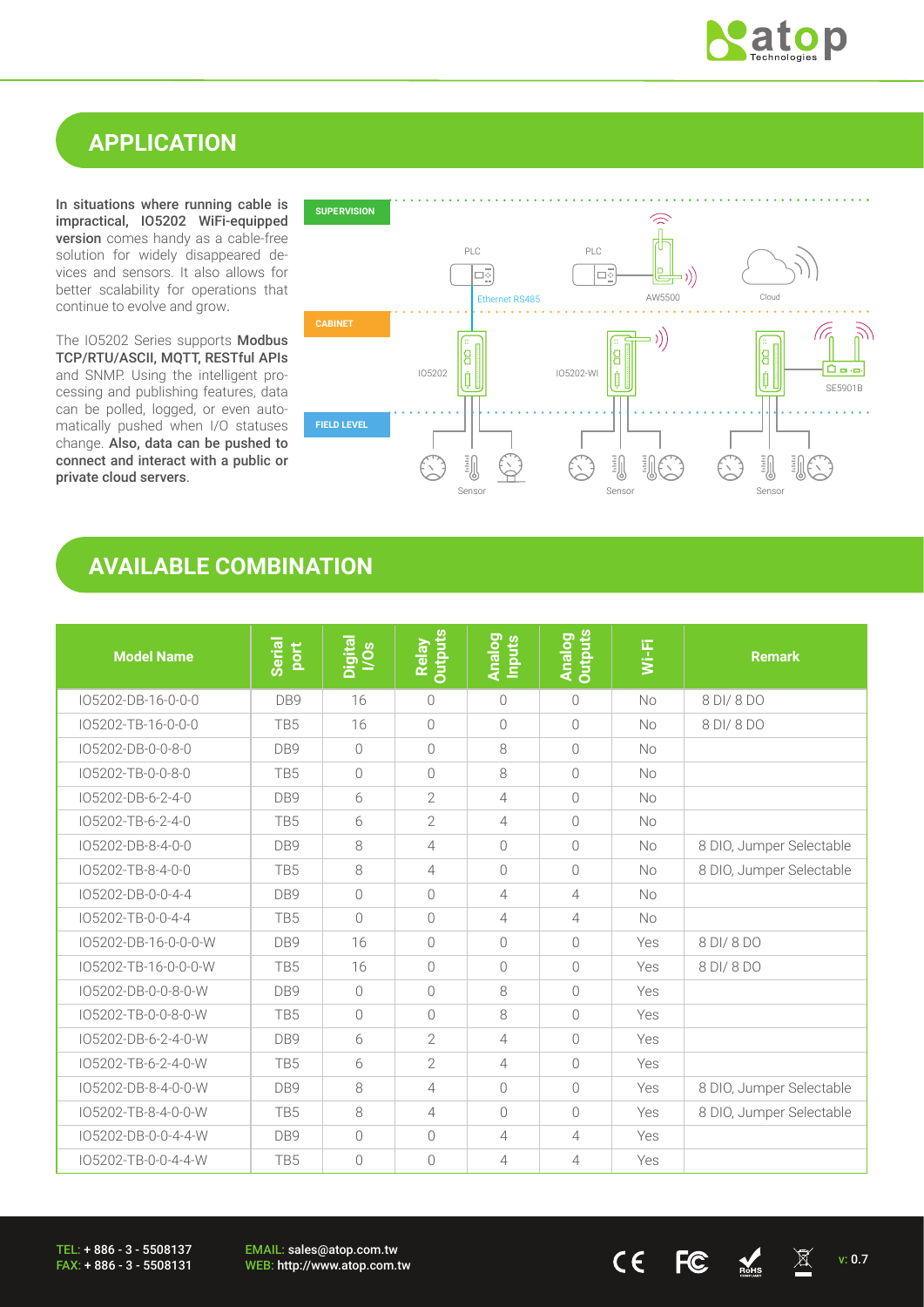## APPLICATION

**In situations where running cable is impractical, IO5202 WiFi-equipped version** comes handy as a cable-free solution for widely disappeared devices and sensors. It also allows for better scalability for operations that continue to evolve and grow.

The IO5202 Series supports **Modbus TCP/RTU/ASCII, MQTT, RESTful APIs** and SNMP. Using the intelligent processing and publishing features, data can be polled, logged, or even automatically pushed when I/O statuses change. **Also, data can be pushed to connect and interact with a public or private cloud servers**.

SUPERVISION

PLC, PLC, AW5500, Cloud

Ethernet RS485

CABINET

IO5202, IO5202-WI, SE5901B

FIELD LEVEL

Sensor, Sensor, Sensor

## AVAILABLE COMBINATION

| Model Name | Serial port | Digital I/Os | Relay Outputs | Analog Inputs | Analog Outputs | Wi-Fi | Remark |
|---|---|---|---|---|---|---|---|
| IO5202-DB-16-0-0-0 | DB9 | 16 | 0 | 0 | 0 | No | 8 DI/ 8 DO |
| IO5202-TB-16-0-0-0 | TB5 | 16 | 0 | 0 | 0 | No | 8 DI/ 8 DO |
| IO5202-DB-0-0-8-0 | DB9 | 0 | 0 | 8 | 0 | No | |
| IO5202-TB-0-0-8-0 | TB5 | 0 | 0 | 8 | 0 | No | |
| IO5202-DB-6-2-4-0 | DB9 | 6 | 2 | 4 | 0 | No | |
| IO5202-TB-6-2-4-0 | TB5 | 6 | 2 | 4 | 0 | No | |
| IO5202-DB-8-4-0-0 | DB9 | 8 | 4 | 0 | 0 | No | 8 DIO, Jumper Selectable |
| IO5202-TB-8-4-0-0 | TB5 | 8 | 4 | 0 | 0 | No | 8 DIO, Jumper Selectable |
| IO5202-DB-0-0-4-4 | DB9 | 0 | 0 | 4 | 4 | No | |
| IO5202-TB-0-0-4-4 | TB5 | 0 | 0 | 4 | 4 | No | |
| IO5202-DB-16-0-0-0-W | DB9 | 16 | 0 | 0 | 0 | Yes | 8 DI/ 8 DO |
| IO5202-TB-16-0-0-0-W | TB5 | 16 | 0 | 0 | 0 | Yes | 8 DI/ 8 DO |
| IO5202-DB-0-0-8-0-W | DB9 | 0 | 0 | 8 | 0 | Yes | |
| IO5202-TB-0-0-8-0-W | TB5 | 0 | 0 | 8 | 0 | Yes | |
| IO5202-DB-6-2-4-0-W | DB9 | 6 | 2 | 4 | 0 | Yes | |
| IO5202-TB-6-2-4-0-W | TB5 | 6 | 2 | 4 | 0 | Yes | |
| IO5202-DB-8-4-0-0-W | DB9 | 8 | 4 | 0 | 0 | Yes | 8 DIO, Jumper Selectable |
| IO5202-TB-8-4-0-0-W | TB5 | 8 | 4 | 0 | 0 | Yes | 8 DIO, Jumper Selectable |
| IO5202-DB-0-0-4-4-W | DB9 | 0 | 0 | 4 | 4 | Yes | |
| IO5202-TB-0-0-4-4-W | TB5 | 0 | 0 | 4 | 4 | Yes | |

TEL: + 886 - 3 - 5508137
FAX: + 886 - 3 - 5508131

EMAIL: sales@atop.com.tw
WEB: http://www.atop.com.tw

v: 0.7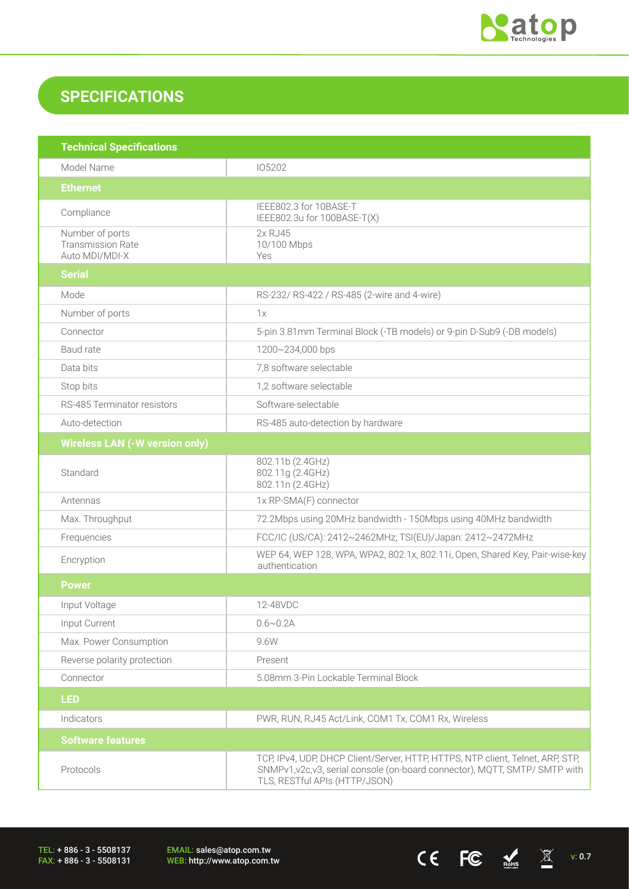## SPECIFICATIONS

| Technical Specifications | |
|---|---|
| Model Name | IO5202 |
| **Ethernet** | |
| Compliance | IEEE802.3 for 10BASE-T<br>IEEE802.3u for 100BASE-T(X) |
| Number of ports<br>Transmission Rate<br>Auto MDI/MDI-X | 2x RJ45<br>10/100 Mbps<br>Yes |
| **Serial** | |
| Mode | RS-232/ RS-422 / RS-485 (2-wire and 4-wire) |
| Number of ports | 1x |
| Connector | 5-pin 3.81mm Terminal Block (-TB models) or 9-pin D-Sub9 (-DB models) |
| Baud rate | 1200~234,000 bps |
| Data bits | 7,8 software selectable |
| Stop bits | 1,2 software selectable |
| RS-485 Terminator resistors | Software-selectable |
| Auto-detection | RS-485 auto-detection by hardware |
| **Wireless LAN (-W version only)** | |
| Standard | 802.11b (2.4GHz)<br>802.11g (2.4GHz)<br>802.11n (2.4GHz) |
| Antennas | 1x RP-SMA(F) connector |
| Max. Throughput | 72.2Mbps using 20MHz bandwidth - 150Mbps using 40MHz bandwidth |
| Frequencies | FCC/IC (US/CA): 2412~2462MHz; TSI(EU)/Japan: 2412~2472MHz |
| Encryption | WEP 64, WEP 128, WPA, WPA2, 802.1x, 802.11i, Open, Shared Key, Pair-wise-key authentication |
| **Power** | |
| Input Voltage | 12-48VDC |
| Input Current | 0.6~0.2A |
| Max. Power Consumption | 9.6W |
| Reverse polarity protection | Present |
| Connector | 5.08mm 3-Pin Lockable Terminal Block |
| **LED** | |
| Indicators | PWR, RUN, RJ45 Act/Link, COM1 Tx, COM1 Rx, Wireless |
| **Software features** | |
| Protocols | TCP, IPv4, UDP, DHCP Client/Server, HTTP, HTTPS, NTP client, Telnet, ARP, STP, SNMPv1,v2c,v3, serial console (on-board connector), MQTT, SMTP/ SMTP with TLS, RESTful APIs (HTTP/JSON) |

TEL: + 886 - 3 - 5508137
FAX: + 886 - 3 - 5508131

EMAIL: sales@atop.com.tw
WEB: http://www.atop.com.tw

v: 0.7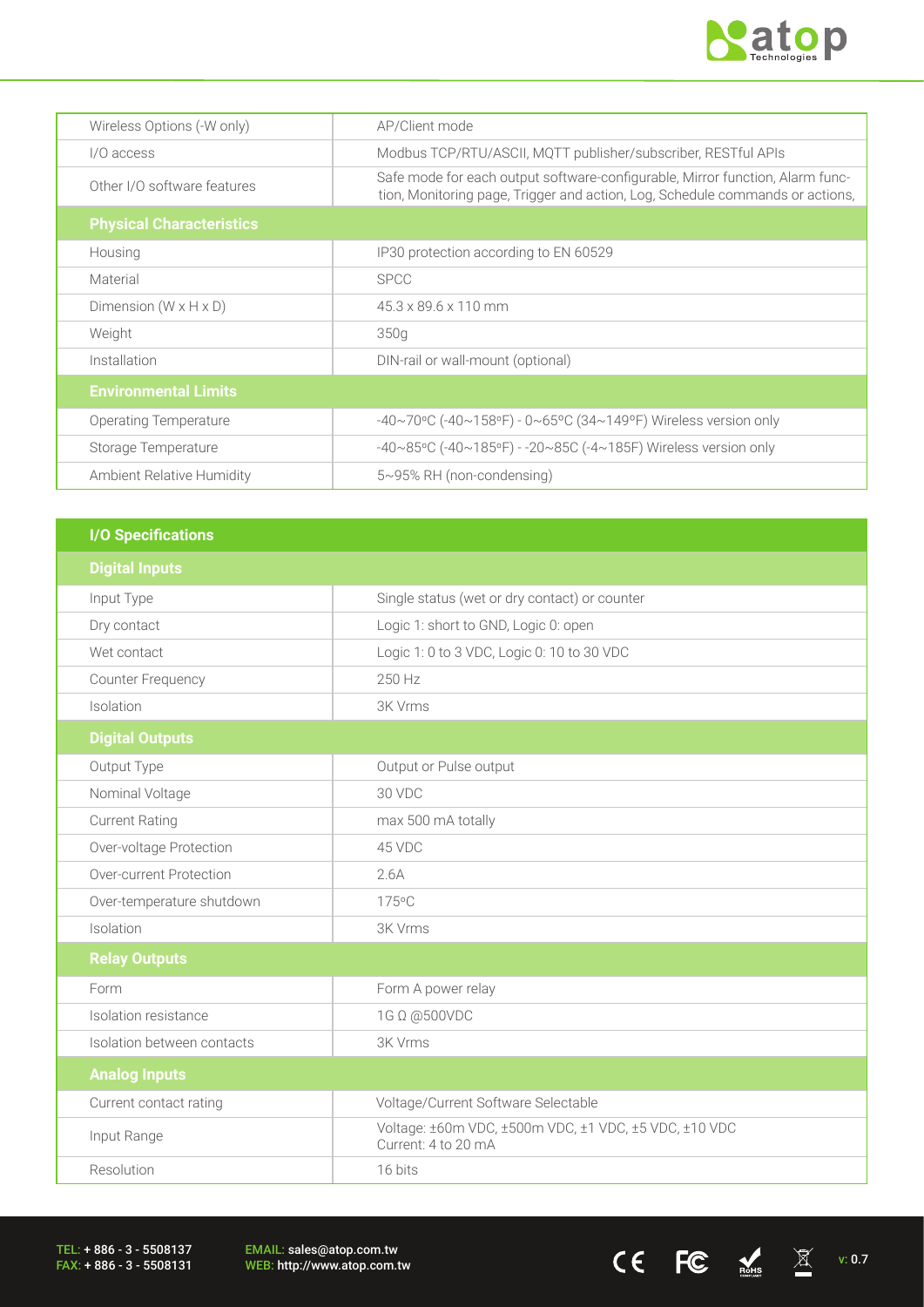| | |
|---|---|
| Wireless Options (-W only) | AP/Client mode |
| I/O access | Modbus TCP/RTU/ASCII, MQTT publisher/subscriber, RESTful APIs |
| Other I/O software features | Safe mode for each output software-configurable, Mirror function, Alarm function, Monitoring page, Trigger and action, Log, Schedule commands or actions, |
| **Physical Characteristics** | |
| Housing | IP30 protection according to EN 60529 |
| Material | SPCC |
| Dimension (W x H x D) | 45.3 x 89.6 x 110 mm |
| Weight | 350g |
| Installation | DIN-rail or wall-mount (optional) |
| **Environmental Limits** | |
| Operating Temperature | -40~70°C (-40~158°F) - 0~65°C (34~149°F) Wireless version only |
| Storage Temperature | -40~85°C (-40~185°F) - -20~85C (-4~185F) Wireless version only |
| Ambient Relative Humidity | 5~95% RH (non-condensing) |

| **I/O Specifications** | |
|---|---|
| **Digital Inputs** | |
| Input Type | Single status (wet or dry contact) or counter |
| Dry contact | Logic 1: short to GND, Logic 0: open |
| Wet contact | Logic 1: 0 to 3 VDC, Logic 0: 10 to 30 VDC |
| Counter Frequency | 250 Hz |
| Isolation | 3K Vrms |
| **Digital Outputs** | |
| Output Type | Output or Pulse output |
| Nominal Voltage | 30 VDC |
| Current Rating | max 500 mA totally |
| Over-voltage Protection | 45 VDC |
| Over-current Protection | 2.6A |
| Over-temperature shutdown | 175°C |
| Isolation | 3K Vrms |
| **Relay Outputs** | |
| Form | Form A power relay |
| Isolation resistance | 1G Ω @500VDC |
| Isolation between contacts | 3K Vrms |
| **Analog Inputs** | |
| Current contact rating | Voltage/Current Software Selectable |
| Input Range | Voltage: ±60m VDC, ±500m VDC, ±1 VDC, ±5 VDC, ±10 VDC<br>Current: 4 to 20 mA |
| Resolution | 16 bits |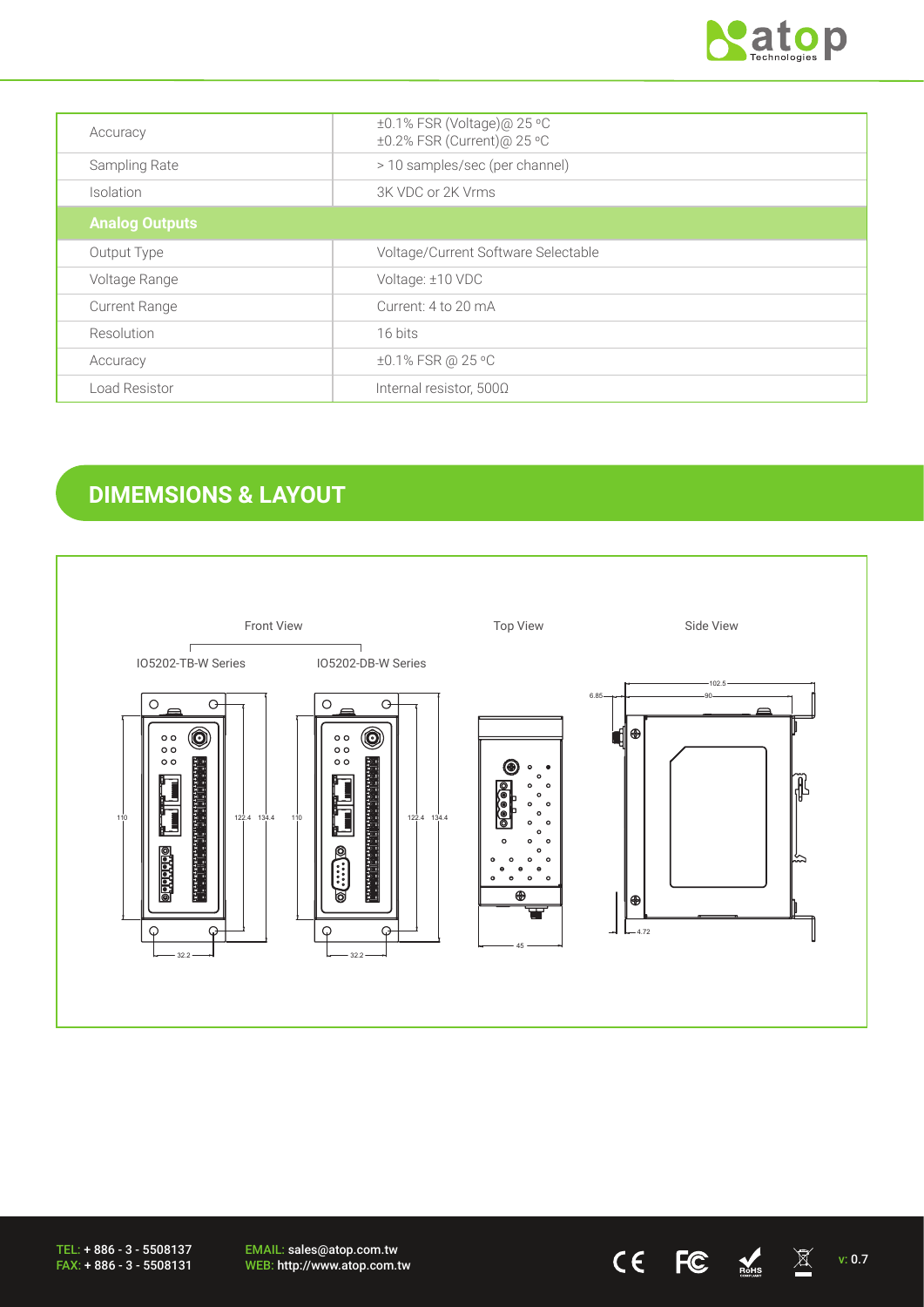| | |
|---|---|
| Accuracy | ±0.1% FSR (Voltage)@ 25 ºC<br>±0.2% FSR (Current)@ 25 ºC |
| Sampling Rate | > 10 samples/sec (per channel) |
| Isolation | 3K VDC or 2K Vrms |
| **Analog Outputs** | |
| Output Type | Voltage/Current Software Selectable |
| Voltage Range | Voltage: ±10 VDC |
| Current Range | Current: 4 to 20 mA |
| Resolution | 16 bits |
| Accuracy | ±0.1% FSR @ 25 ºC |
| Load Resistor | Internal resistor, 500Ω |

## DIMEMSIONS & LAYOUT

Front View

IO5202-TB-W Series

IO5202-DB-W Series

Top View

Side View

110 122.4 134.4 32.2

110 122.4 134.4 32.2

45

6.85 102.5 90 4.72

TEL: + 886 - 3 - 5508137
FAX: + 886 - 3 - 5508131

EMAIL: sales@atop.com.tw
WEB: http://www.atop.com.tw

v: 0.7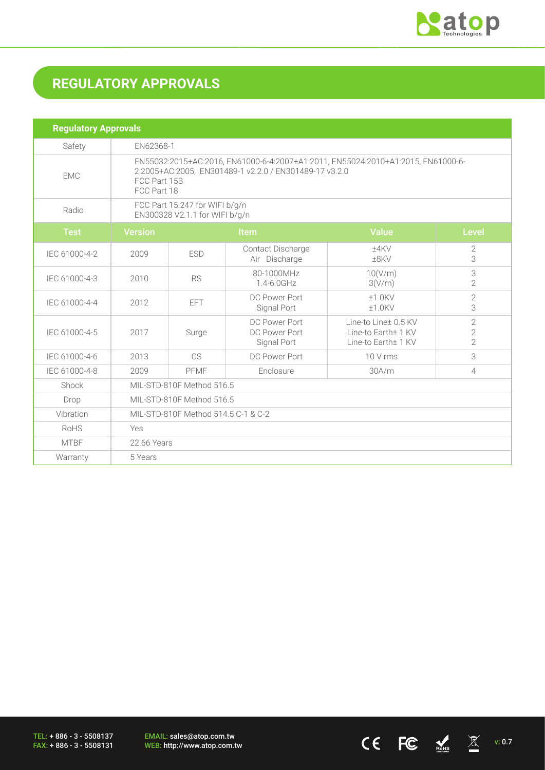# REGULATORY APPROVALS

| Regulatory Approvals | | | | |
|---|---|---|---|---|
| Safety | EN62368-1 | | | |
| EMC | EN55032:2015+AC:2016, EN61000-6-4:2007+A1:2011, EN55024:2010+A1:2015, EN61000-6-2:2005+AC:2005, EN301489-1 v2.2.0 / EN301489-17 v3.2.0<br>FCC Part 15B<br>FCC Part 18 | | | |
| Radio | FCC Part 15.247 for WIFI b/g/n<br>EN300328 V2.1.1 for WIFI b/g/n | | | |

| Test | Version | Item | | Value | Level |
|---|---|---|---|---|---|
| IEC 61000-4-2 | 2009 | ESD | Contact Discharge<br>Air Discharge | ±4KV<br>±8KV | 2<br>3 |
| IEC 61000-4-3 | 2010 | RS | 80-1000MHz<br>1.4-6.0GHz | 10(V/m)<br>3(V/m) | 3<br>2 |
| IEC 61000-4-4 | 2012 | EFT | DC Power Port<br>Signal Port | ±1.0KV<br>±1.0KV | 2<br>3 |
| IEC 61000-4-5 | 2017 | Surge | DC Power Port<br>DC Power Port<br>Signal Port | Line-to Line± 0.5 KV<br>Line-to Earth± 1 KV<br>Line-to Earth± 1 KV | 2<br>2<br>2 |
| IEC 61000-4-6 | 2013 | CS | DC Power Port | 10 V rms | 3 |
| IEC 61000-4-8 | 2009 | PFMF | Enclosure | 30A/m | 4 |
| Shock | MIL-STD-810F Method 516.5 | | | | |
| Drop | MIL-STD-810F Method 516.5 | | | | |
| Vibration | MIL-STD-810F Method 514.5 C-1 & C-2 | | | | |
| RoHS | Yes | | | | |
| MTBF | 22.66 Years | | | | |
| Warranty | 5 Years | | | | |

TEL: + 886 - 3 - 5508137
FAX: + 886 - 3 - 5508131

EMAIL: sales@atop.com.tw
WEB: http://www.atop.com.tw

v: 0.7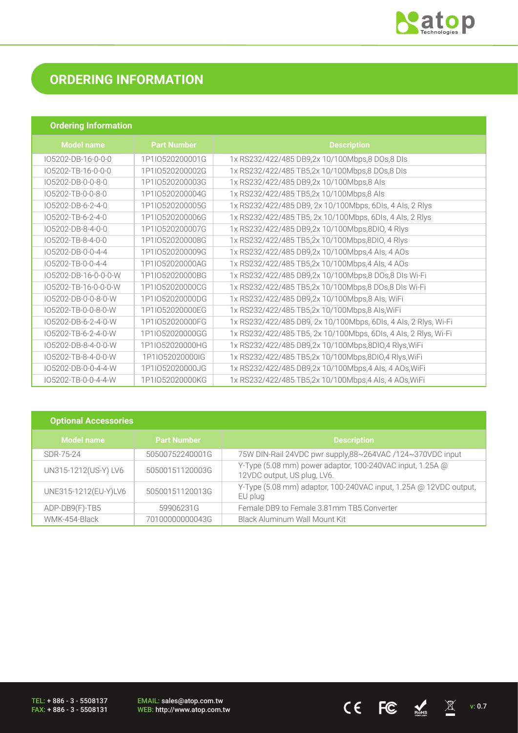# ORDERING INFORMATION

## Ordering Information

| Model name | Part Number | Description |
|---|---|---|
| IO5202-DB-16-0-0-0 | 1P1IO520200001G | 1x RS232/422/485 DB9,2x 10/100Mbps,8 DOs,8 DIs |
| IO5202-TB-16-0-0-0 | 1P1IO520200002G | 1x RS232/422/485 TB5,2x 10/100Mbps,8 DOs,8 DIs |
| IO5202-DB-0-0-8-0 | 1P1IO520200003G | 1x RS232/422/485 DB9,2x 10/100Mbps,8 AIs |
| IO5202-TB-0-0-8-0 | 1P1IO520200004G | 1x RS232/422/485 TB5,2x 10/100Mbps,8 AIs |
| IO5202-DB-6-2-4-0 | 1P1IO520200005G | 1x RS232/422/485 DB9, 2x 10/100Mbps, 6DIs, 4 AIs, 2 Rlys |
| IO5202-TB-6-2-4-0 | 1P1IO520200006G | 1x RS232/422/485 TB5, 2x 10/100Mbps, 6DIs, 4 AIs, 2 Rlys |
| IO5202-DB-8-4-0-0 | 1P1IO520200007G | 1x RS232/422/485 DB9,2x 10/100Mbps,8DIO, 4 Rlys |
| IO5202-TB-8-4-0-0 | 1P1IO520200008G | 1x RS232/422/485 TB5,2x 10/100Mbps,8DIO, 4 Rlys |
| IO5202-DB-0-0-4-4 | 1P1IO520200009G | 1x RS232/422/485 DB9,2x 10/100Mbps,4 AIs, 4 AOs |
| IO5202-TB-0-0-4-4 | 1P1IO52020000AG | 1x RS232/422/485 TB5,2x 10/100Mbps,4 AIs, 4 AOs |
| IO5202-DB-16-0-0-0-W | 1P1IO52020000BG | 1x RS232/422/485 DB9,2x 10/100Mbps,8 DOs,8 DIs Wi-Fi |
| IO5202-TB-16-0-0-0-W | 1P1IO52020000CG | 1x RS232/422/485 TB5,2x 10/100Mbps,8 DOs,8 DIs Wi-Fi |
| IO5202-DB-0-0-8-0-W | 1P1IO52020000DG | 1x RS232/422/485 DB9,2x 10/100Mbps,8 AIs, WiFi |
| IO5202-TB-0-0-8-0-W | 1P1IO52020000EG | 1x RS232/422/485 TB5,2x 10/100Mbps,8 AIs,WiFi |
| IO5202-DB-6-2-4-0-W | 1P1IO52020000FG | 1x RS232/422/485 DB9, 2x 10/100Mbps, 6DIs, 4 AIs, 2 Rlys, Wi-Fi |
| IO5202-TB-6-2-4-0-W | 1P1IO52020000GG | 1x RS232/422/485 TB5, 2x 10/100Mbps, 6DIs, 4 AIs, 2 Rlys, Wi-Fi |
| IO5202-DB-8-4-0-0-W | 1P1IO52020000HG | 1x RS232/422/485 DB9,2x 10/100Mbps,8DIO,4 Rlys,WiFi |
| IO5202-TB-8-4-0-0-W | 1P1IO52020000IG | 1x RS232/422/485 TB5,2x 10/100Mbps,8DIO,4 Rlys,WiFi |
| IO5202-DB-0-0-4-4-W | 1P1IO52020000JG | 1x RS232/422/485 DB9,2x 10/100Mbps,4 AIs, 4 AOs,WiFi |
| IO5202-TB-0-0-4-4-W | 1P1IO52020000KG | 1x RS232/422/485 TB5,2x 10/100Mbps,4 AIs, 4 AOs,WiFi |

## Optional Accessories

| Model name | Part Number | Description |
|---|---|---|
| SDR-75-24 | 50500752240001G | 75W DIN-Rail 24VDC pwr supply,88~264VAC /124~370VDC input |
| UN315-1212(US-Y) LV6 | 50500151120003G | Y-Type (5.08 mm) power adaptor, 100-240VAC input, 1.25A @ 12VDC output, US plug, LV6. |
| UNE315-1212(EU-Y)LV6 | 50500151120013G | Y-Type (5.08 mm) adaptor, 100-240VAC input, 1.25A @ 12VDC output, EU plug |
| ADP-DB9(F)-TB5 | 59906231G | Female DB9 to Female 3.81mm TB5 Converter |
| WMK-454-Black | 70100000000043G | Black Aluminum Wall Mount Kit |

TEL: + 886 - 3 - 5508137
FAX: + 886 - 3 - 5508131

EMAIL: sales@atop.com.tw
WEB: http://www.atop.com.tw

v: 0.7